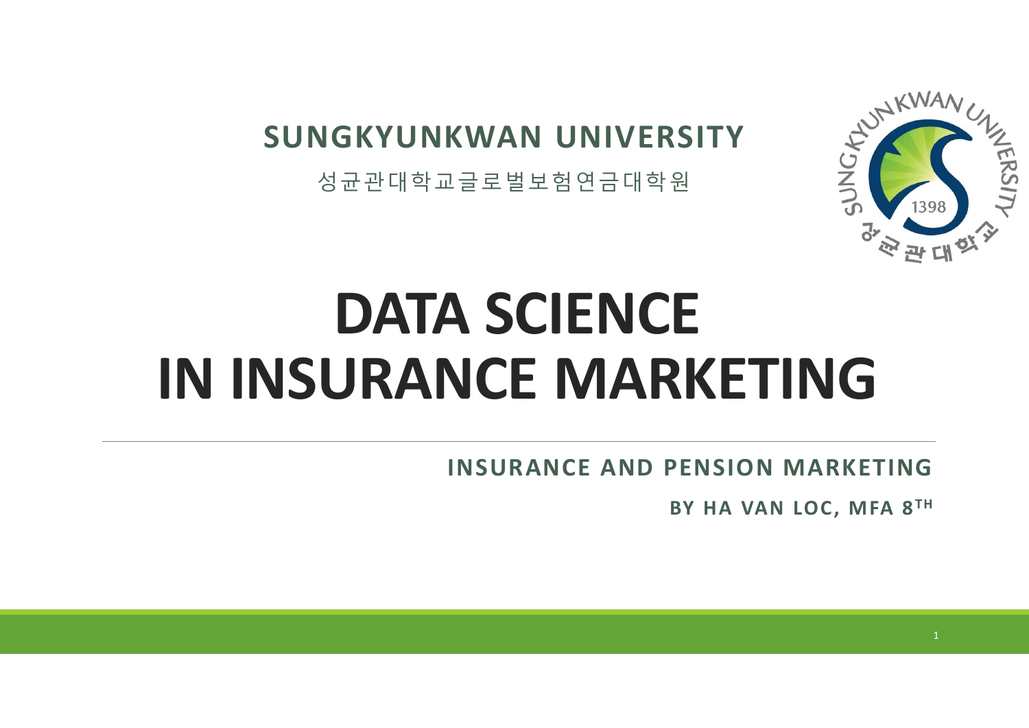**SUNGKYUNKWAN UNIVERSITY**

성균관대학교글로벌보험연금대학원

# DATA SCIENCE IN INSURANCE MARKETING

**INSURANCE AND PENSION MARKETING**

**BY HA VAN LOC, MFA 8TH**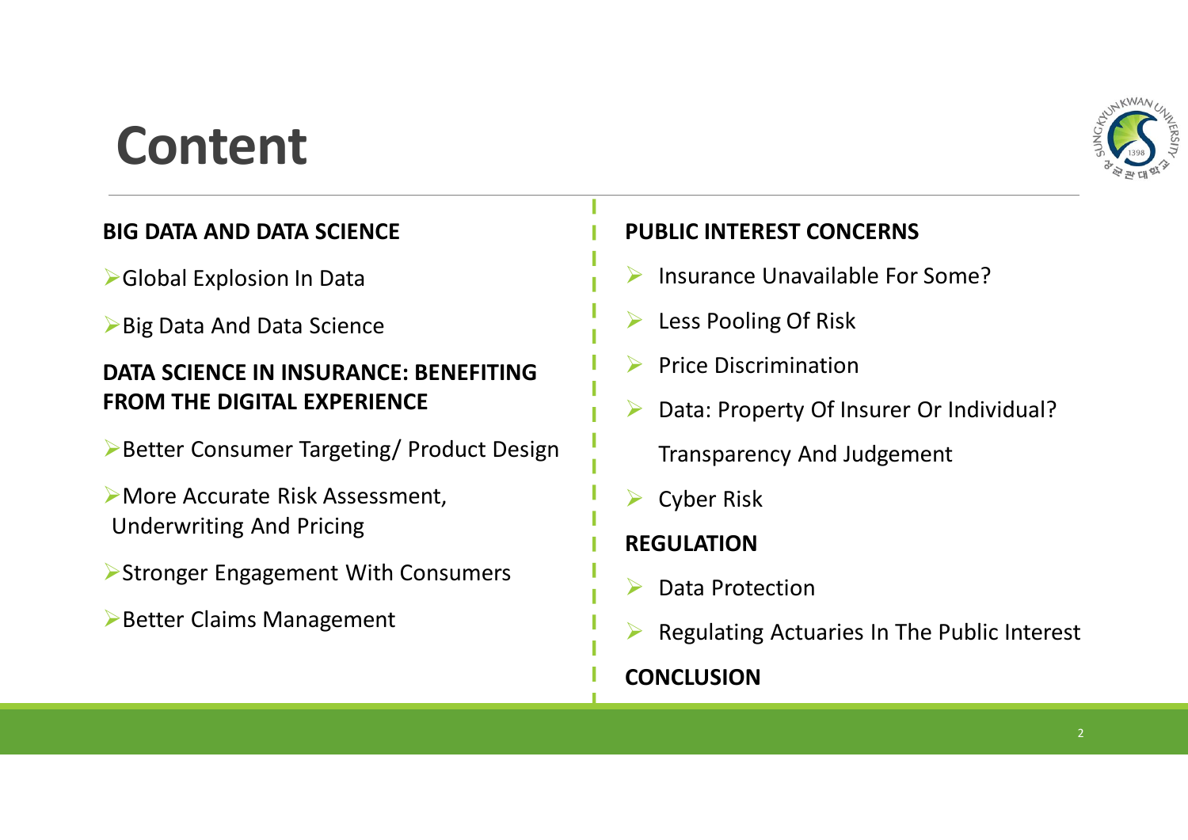# Content

**BIG DATA AND DATA SCIENCE**

- Global Explosion In Data
- Big Data And Data Science

**DATA SCIENCE IN INSURANCE: BENEFITING FROM THE DIGITAL EXPERIENCE**

- Better Consumer Targeting/ Product Design
- More Accurate Risk Assessment, Underwriting And Pricing
- Stronger Engagement With Consumers
- Better Claims Management

**PUBLIC INTEREST CONCERNS**

- Insurance Unavailable For Some?
- Less Pooling Of Risk
- Price Discrimination
- Data: Property Of Insurer Or Individual?

  Transparency And Judgement
- Cyber Risk

**REGULATION**

- Data Protection
- Regulating Actuaries In The Public Interest

**CONCLUSION**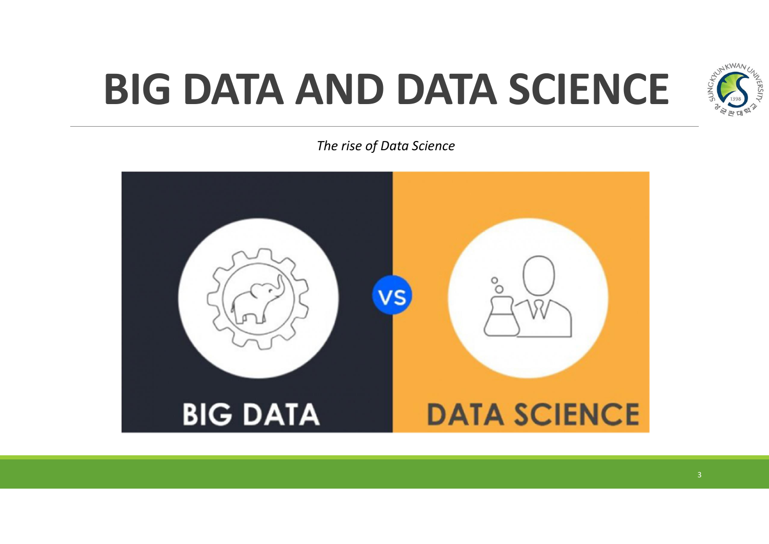# BIG DATA AND DATA SCIENCE

*The rise of Data Science*

BIG DATA

VS

DATA SCIENCE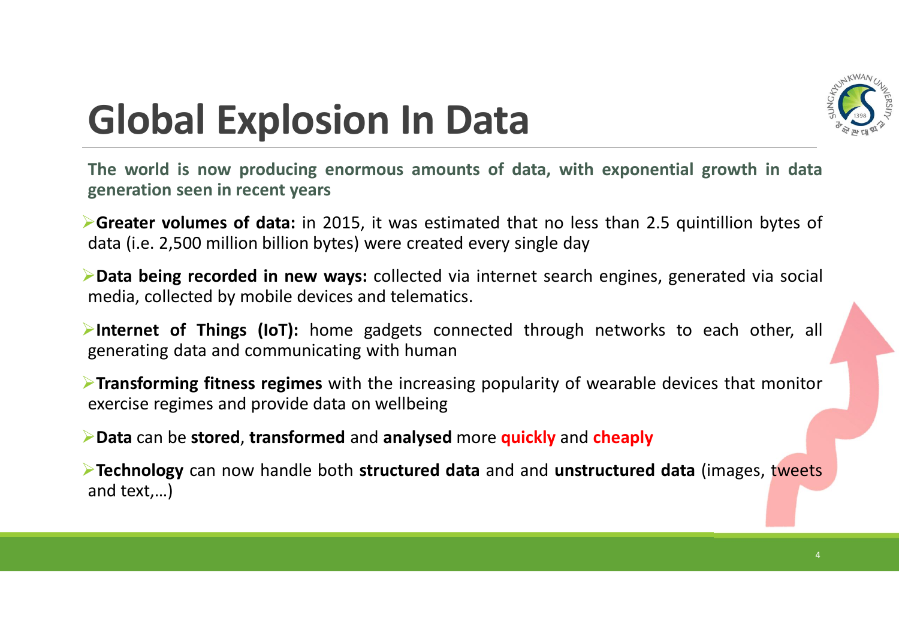# Global Explosion In Data

**The world is now producing enormous amounts of data, with exponential growth in data generation seen in recent years**

- **Greater volumes of data:** in 2015, it was estimated that no less than 2.5 quintillion bytes of data (i.e. 2,500 million billion bytes) were created every single day
- **Data being recorded in new ways:** collected via internet search engines, generated via social media, collected by mobile devices and telematics.
- **Internet of Things (IoT):** home gadgets connected through networks to each other, all generating data and communicating with human
- **Transforming fitness regimes** with the increasing popularity of wearable devices that monitor exercise regimes and provide data on wellbeing
- **Data** can be **stored**, **transformed** and **analysed** more **quickly** and **cheaply**
- **Technology** can now handle both **structured data** and and **unstructured data** (images, tweets and text,…)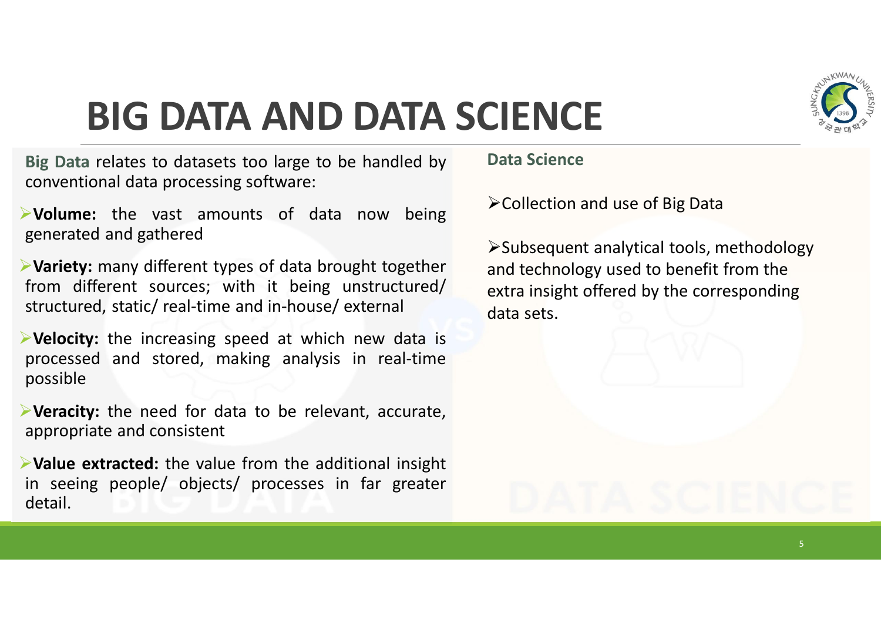# BIG DATA AND DATA SCIENCE

**Big Data** relates to datasets too large to be handled by conventional data processing software:

- **Volume:** the vast amounts of data now being generated and gathered
- **Variety:** many different types of data brought together from different sources; with it being unstructured/ structured, static/ real-time and in-house/ external
- **Velocity:** the increasing speed at which new data is processed and stored, making analysis in real-time possible
- **Veracity:** the need for data to be relevant, accurate, appropriate and consistent
- **Value extracted:** the value from the additional insight in seeing people/ objects/ processes in far greater detail.

**Data Science**

- Collection and use of Big Data
- Subsequent analytical tools, methodology and technology used to benefit from the extra insight offered by the corresponding data sets.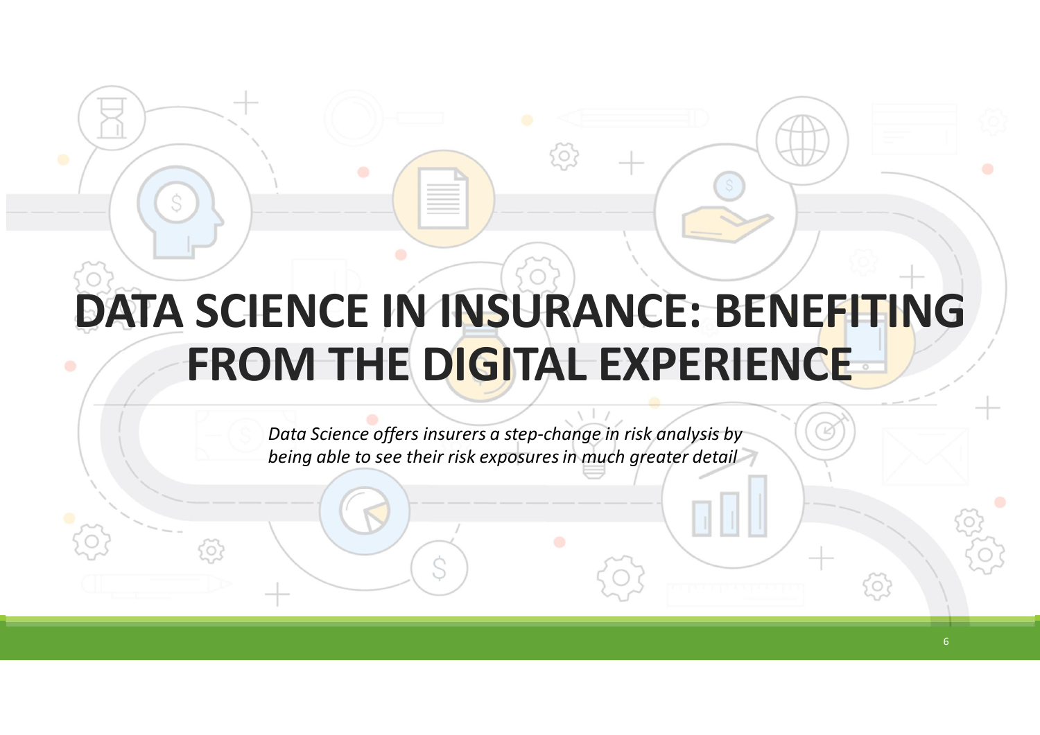# DATA SCIENCE IN INSURANCE: BENEFITING FROM THE DIGITAL EXPERIENCE

*Data Science offers insurers a step-change in risk analysis by being able to see their risk exposures in much greater detail*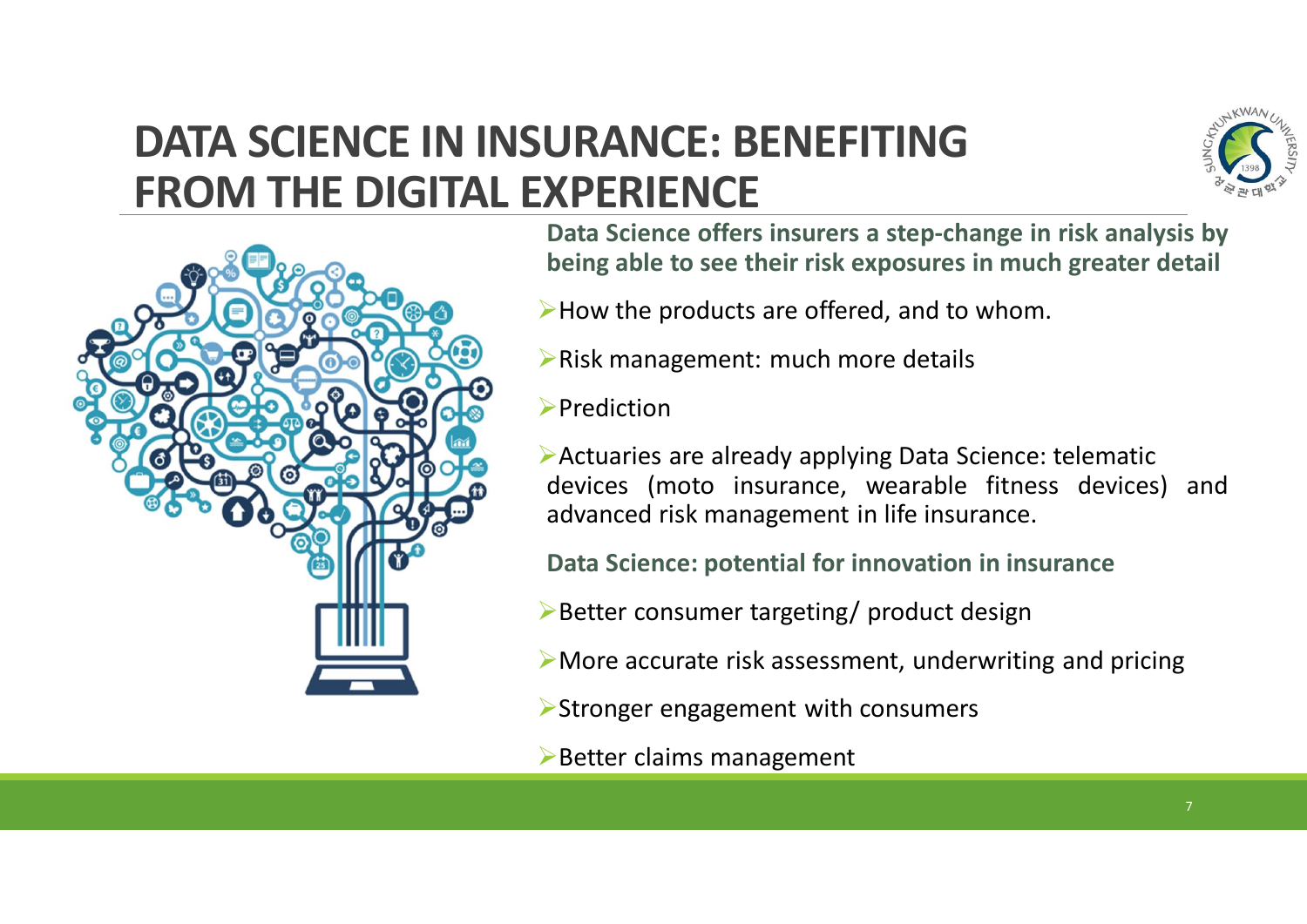# DATA SCIENCE IN INSURANCE: BENEFITING FROM THE DIGITAL EXPERIENCE

**Data Science offers insurers a step-change in risk analysis by being able to see their risk exposures in much greater detail**

- How the products are offered, and to whom.
- Risk management: much more details
- Prediction
- Actuaries are already applying Data Science: telematic devices (moto insurance, wearable fitness devices) and advanced risk management in life insurance.

**Data Science: potential for innovation in insurance**

- Better consumer targeting/ product design
- More accurate risk assessment, underwriting and pricing
- Stronger engagement with consumers
- Better claims management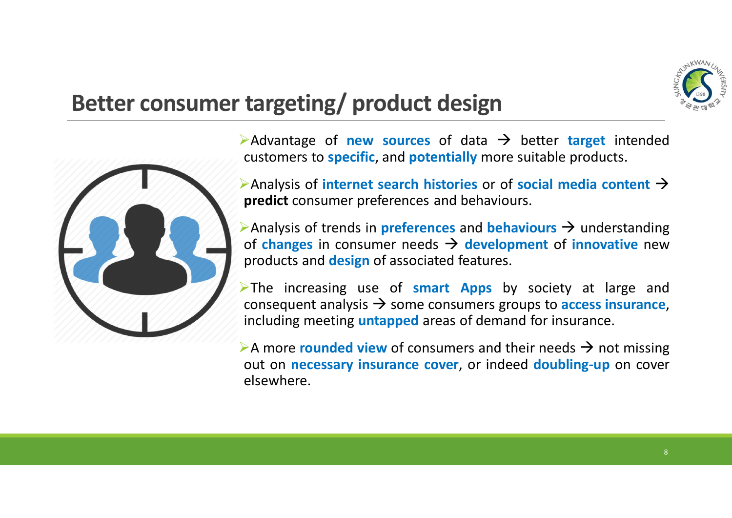# Better consumer targeting/ product design

- Advantage of **new sources** of data → better **target** intended customers to **specific**, and **potentially** more suitable products.
- Analysis of **internet search histories** or of **social media content** → **predict** consumer preferences and behaviours.
- Analysis of trends in **preferences** and **behaviours** → understanding of **changes** in consumer needs → **development** of **innovative** new products and **design** of associated features.
- The increasing use of **smart Apps** by society at large and consequent analysis → some consumers groups to **access insurance**, including meeting **untapped** areas of demand for insurance.
- A more **rounded view** of consumers and their needs → not missing out on **necessary insurance cover**, or indeed **doubling-up** on cover elsewhere.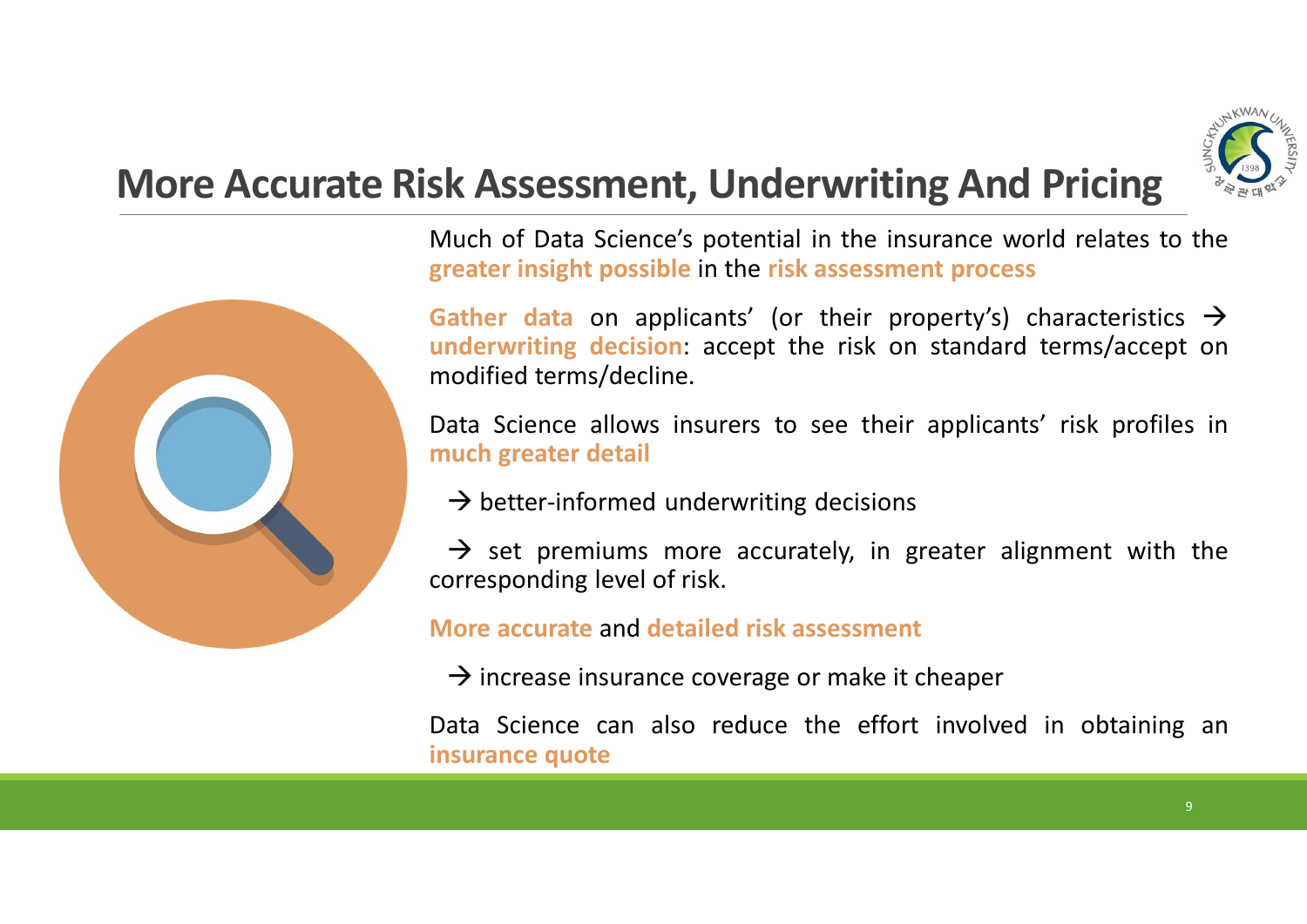# More Accurate Risk Assessment, Underwriting And Pricing

Much of Data Science's potential in the insurance world relates to the **greater insight possible** in the **risk assessment process**

**Gather data** on applicants' (or their property's) characteristics → **underwriting decision**: accept the risk on standard terms/accept on modified terms/decline.

Data Science allows insurers to see their applicants' risk profiles in **much greater detail**

→ better-informed underwriting decisions

→ set premiums more accurately, in greater alignment with the corresponding level of risk.

**More accurate** and **detailed risk assessment**

→ increase insurance coverage or make it cheaper

Data Science can also reduce the effort involved in obtaining an **insurance quote**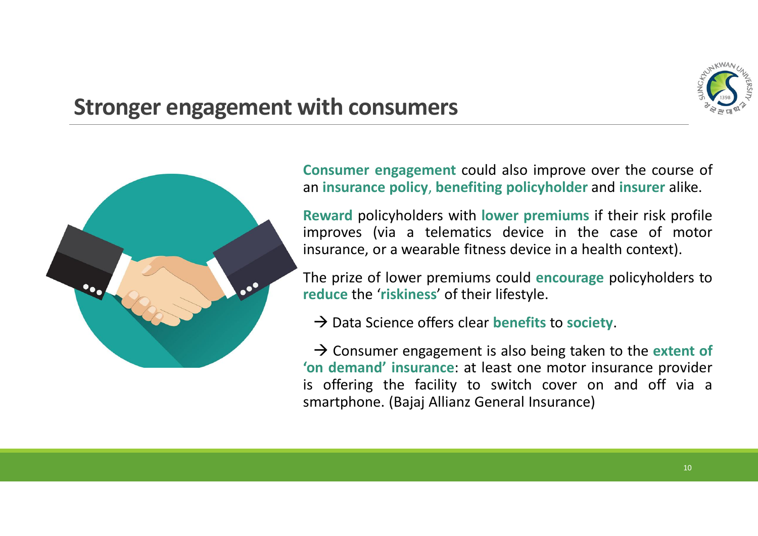## Stronger engagement with consumers

**Consumer engagement** could also improve over the course of an **insurance policy**, **benefiting policyholder** and **insurer** alike.

**Reward** policyholders with **lower premiums** if their risk profile improves (via a telematics device in the case of motor insurance, or a wearable fitness device in a health context).

The prize of lower premiums could **encourage** policyholders to **reduce** the '**riskiness**' of their lifestyle.

→ Data Science offers clear **benefits** to **society**.

→ Consumer engagement is also being taken to the **extent of 'on demand' insurance**: at least one motor insurance provider is offering the facility to switch cover on and off via a smartphone. (Bajaj Allianz General Insurance)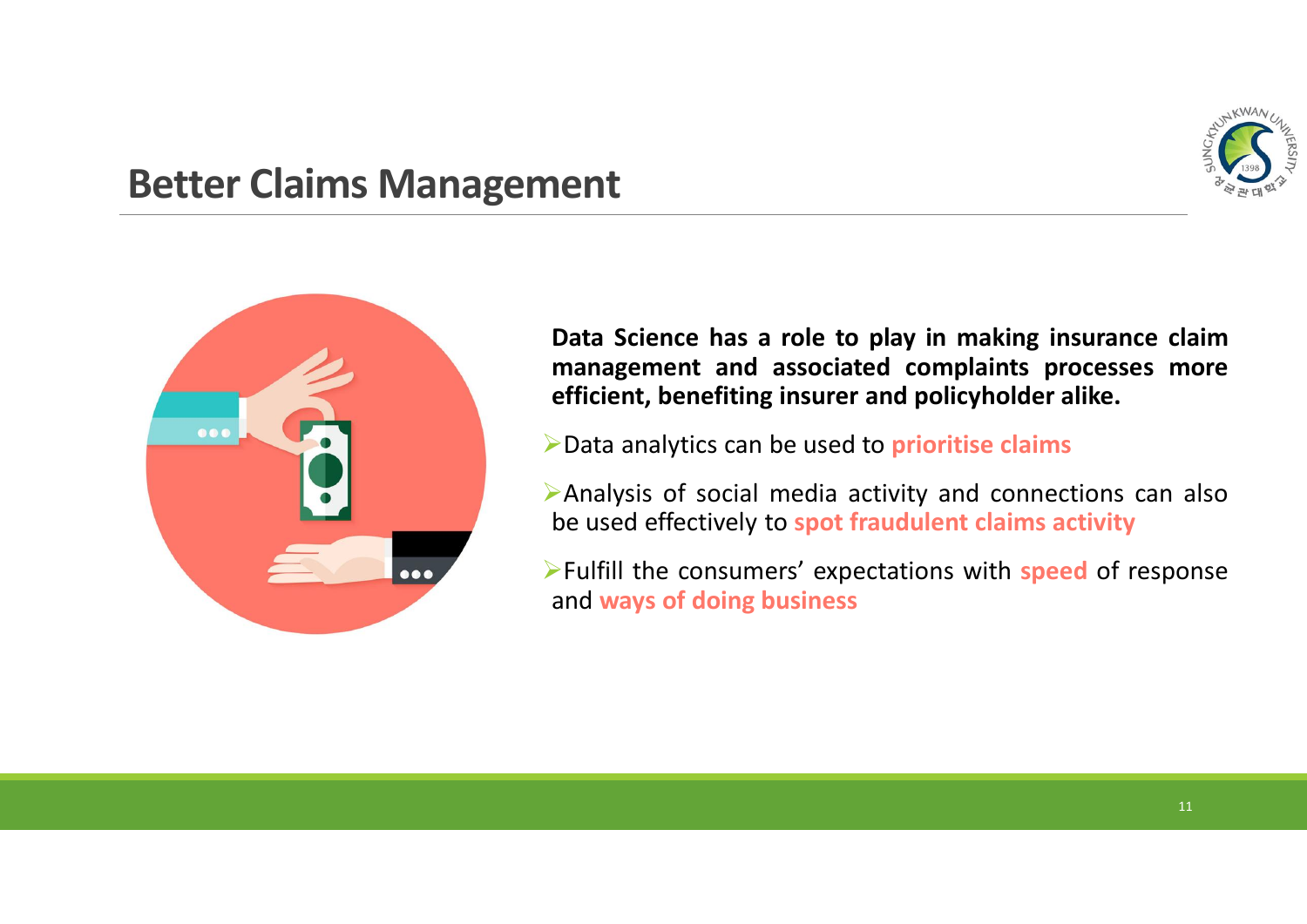## Better Claims Management

**Data Science has a role to play in making insurance claim management and associated complaints processes more efficient, benefiting insurer and policyholder alike.**

- Data analytics can be used to **prioritise claims**
- Analysis of social media activity and connections can also be used effectively to **spot fraudulent claims activity**
- Fulfill the consumers' expectations with **speed** of response and **ways of doing business**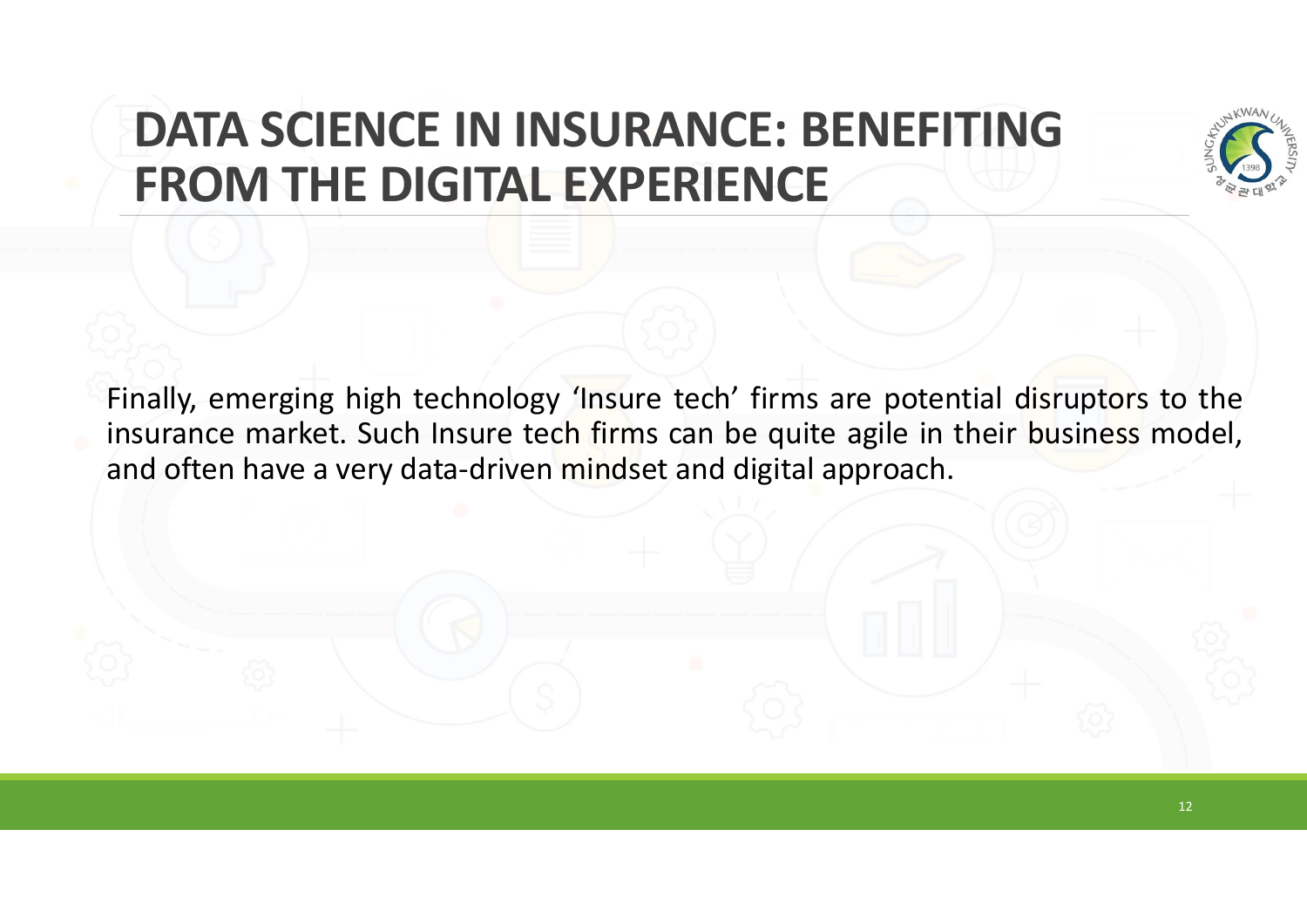# DATA SCIENCE IN INSURANCE: BENEFITING FROM THE DIGITAL EXPERIENCE

Finally, emerging high technology ‘Insure tech’ firms are potential disruptors to the insurance market. Such Insure tech firms can be quite agile in their business model, and often have a very data-driven mindset and digital approach.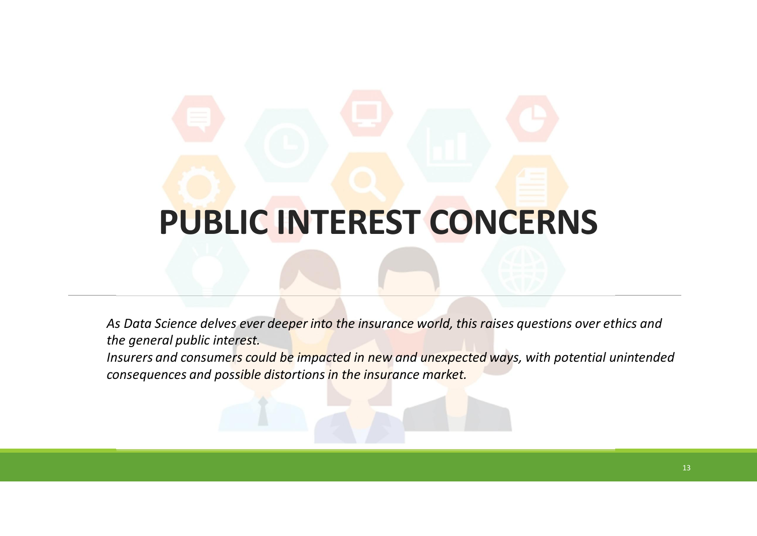# PUBLIC INTEREST CONCERNS

*As Data Science delves ever deeper into the insurance world, this raises questions over ethics and the general public interest.*
*Insurers and consumers could be impacted in new and unexpected ways, with potential unintended consequences and possible distortions in the insurance market.*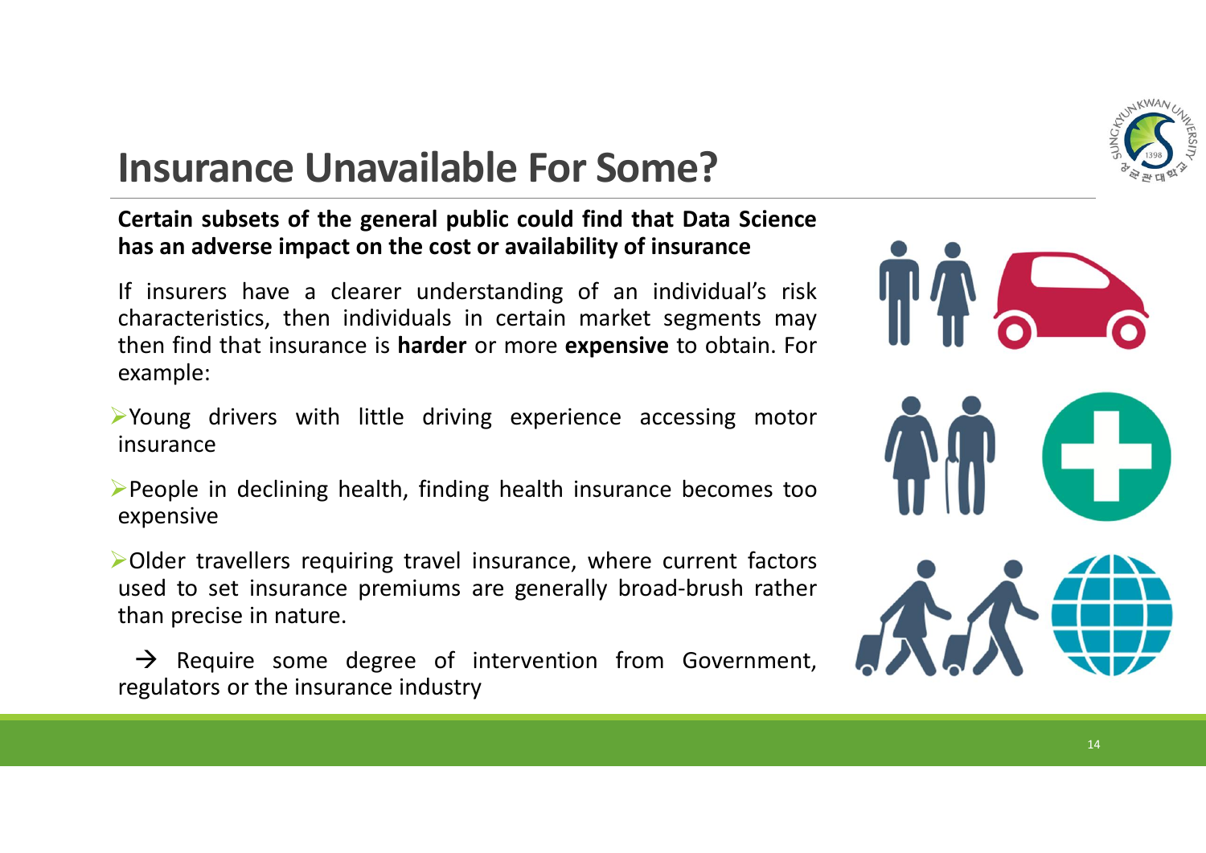# Insurance Unavailable For Some?

**Certain subsets of the general public could find that Data Science has an adverse impact on the cost or availability of insurance**

If insurers have a clearer understanding of an individual's risk characteristics, then individuals in certain market segments may then find that insurance is **harder** or more **expensive** to obtain. For example:

- Young drivers with little driving experience accessing motor insurance
- People in declining health, finding health insurance becomes too expensive
- Older travellers requiring travel insurance, where current factors used to set insurance premiums are generally broad-brush rather than precise in nature.

→ Require some degree of intervention from Government, regulators or the insurance industry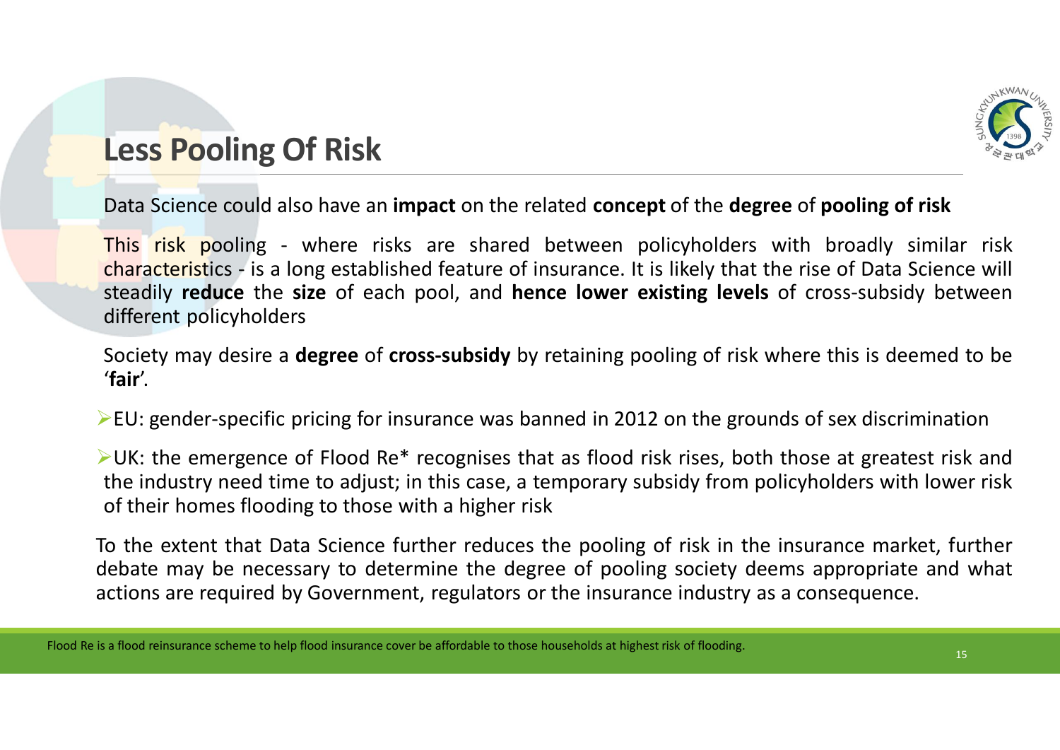## Less Pooling Of Risk

Data Science could also have an **impact** on the related **concept** of the **degree** of **pooling of risk**

This risk pooling - where risks are shared between policyholders with broadly similar risk characteristics - is a long established feature of insurance. It is likely that the rise of Data Science will steadily **reduce** the **size** of each pool, and **hence lower existing levels** of cross-subsidy between different policyholders

Society may desire a **degree** of **cross-subsidy** by retaining pooling of risk where this is deemed to be '**fair**'.

- EU: gender-specific pricing for insurance was banned in 2012 on the grounds of sex discrimination
- UK: the emergence of Flood Re* recognises that as flood risk rises, both those at greatest risk and the industry need time to adjust; in this case, a temporary subsidy from policyholders with lower risk of their homes flooding to those with a higher risk

To the extent that Data Science further reduces the pooling of risk in the insurance market, further debate may be necessary to determine the degree of pooling society deems appropriate and what actions are required by Government, regulators or the insurance industry as a consequence.

Flood Re is a flood reinsurance scheme to help flood insurance cover be affordable to those households at highest risk of flooding.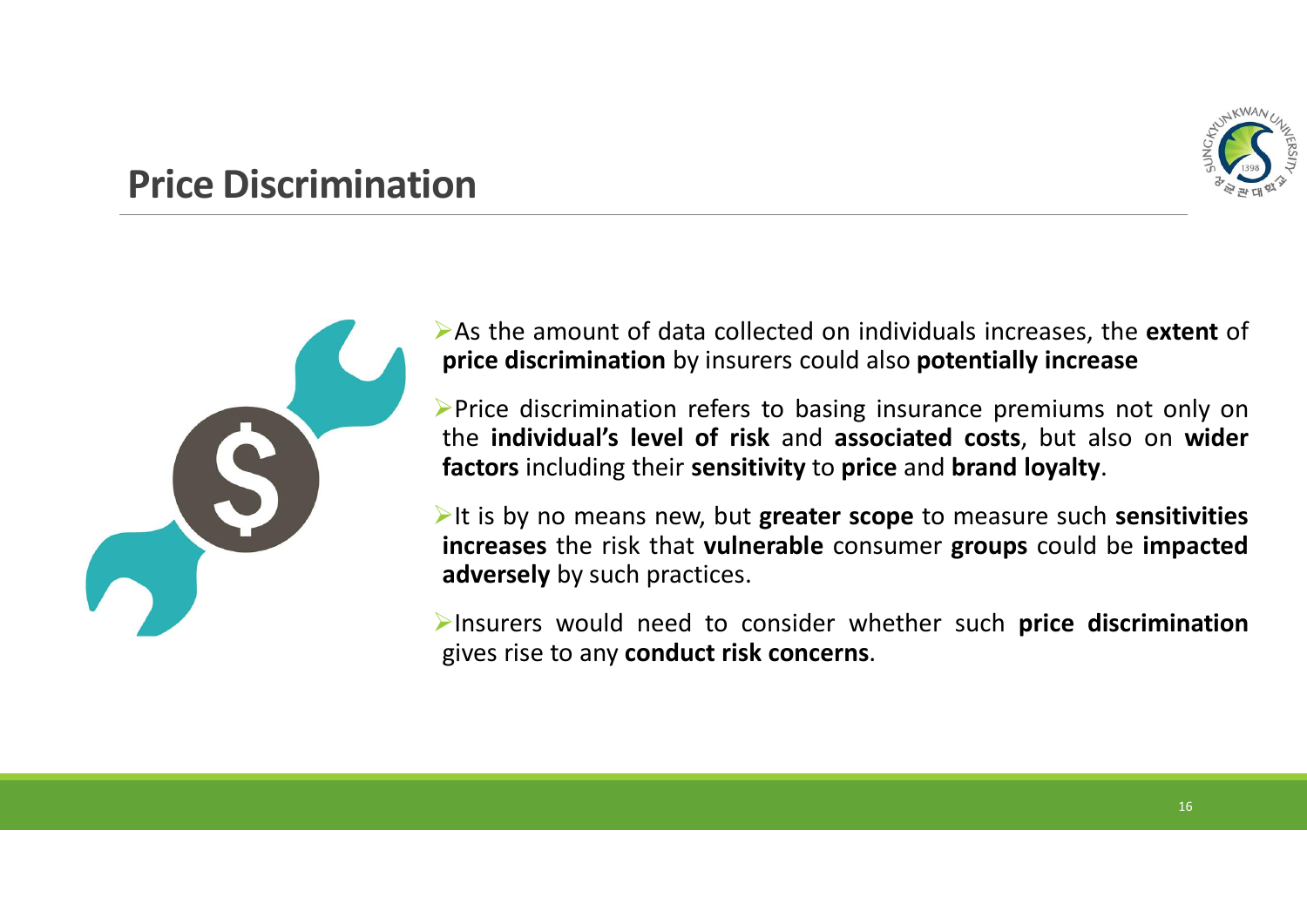## Price Discrimination

- As the amount of data collected on individuals increases, the **extent** of **price discrimination** by insurers could also **potentially increase**
- Price discrimination refers to basing insurance premiums not only on the **individual's level of risk** and **associated costs**, but also on **wider factors** including their **sensitivity** to **price** and **brand loyalty**.
- It is by no means new, but **greater scope** to measure such **sensitivities increases** the risk that **vulnerable** consumer **groups** could be **impacted adversely** by such practices.
- Insurers would need to consider whether such **price discrimination** gives rise to any **conduct risk concerns**.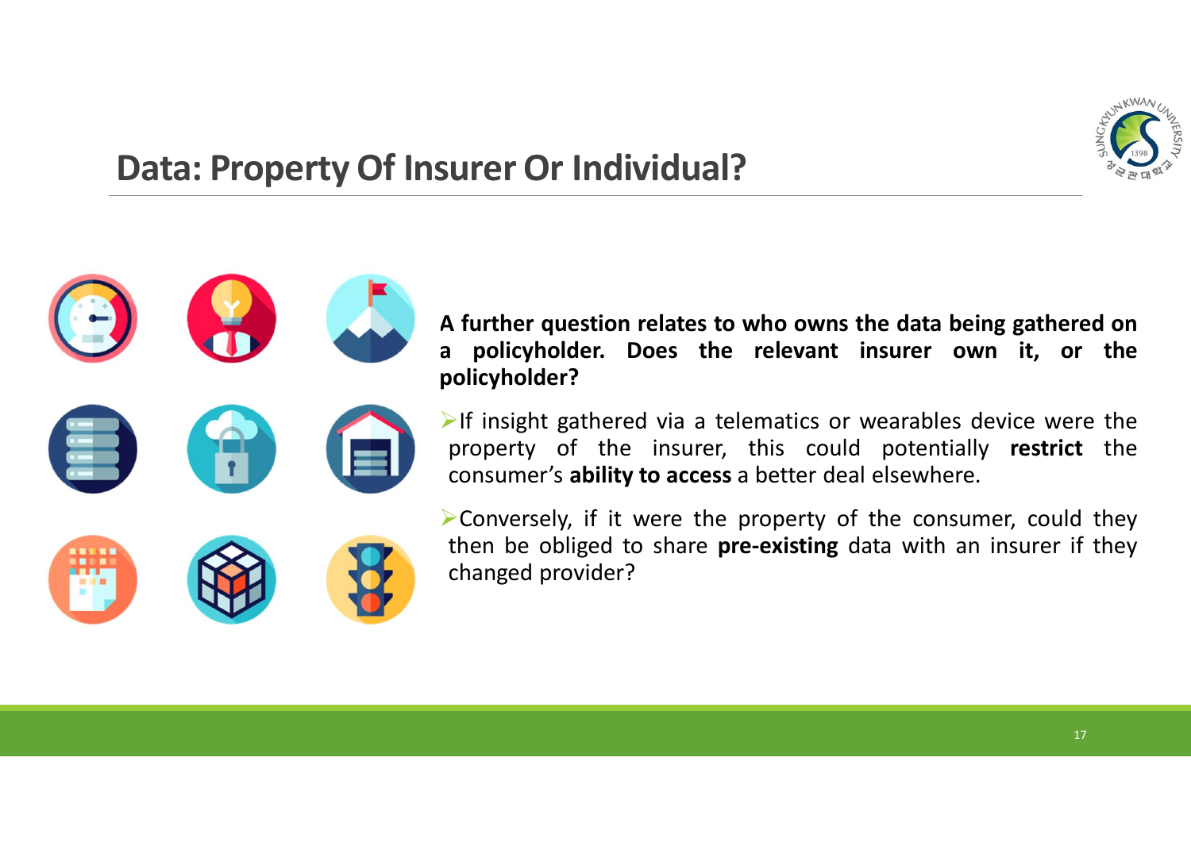# Data: Property Of Insurer Or Individual?

**A further question relates to who owns the data being gathered on a policyholder. Does the relevant insurer own it, or the policyholder?**

- If insight gathered via a telematics or wearables device were the property of the insurer, this could potentially **restrict** the consumer's **ability to access** a better deal elsewhere.
- Conversely, if it were the property of the consumer, could they then be obliged to share **pre-existing** data with an insurer if they changed provider?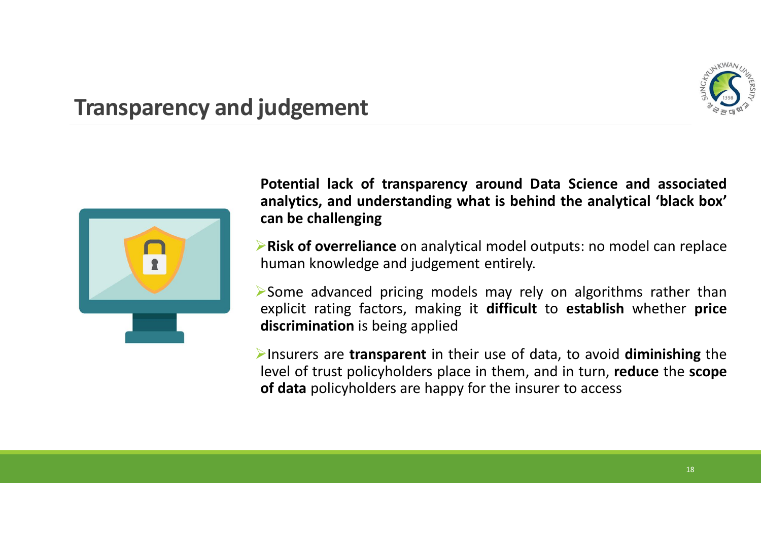## Transparency and judgement

**Potential lack of transparency around Data Science and associated analytics, and understanding what is behind the analytical ‘black box’ can be challenging**

- **Risk of overreliance** on analytical model outputs: no model can replace human knowledge and judgement entirely.
- Some advanced pricing models may rely on algorithms rather than explicit rating factors, making it **difficult** to **establish** whether **price discrimination** is being applied
- Insurers are **transparent** in their use of data, to avoid **diminishing** the level of trust policyholders place in them, and in turn, **reduce** the **scope of data** policyholders are happy for the insurer to access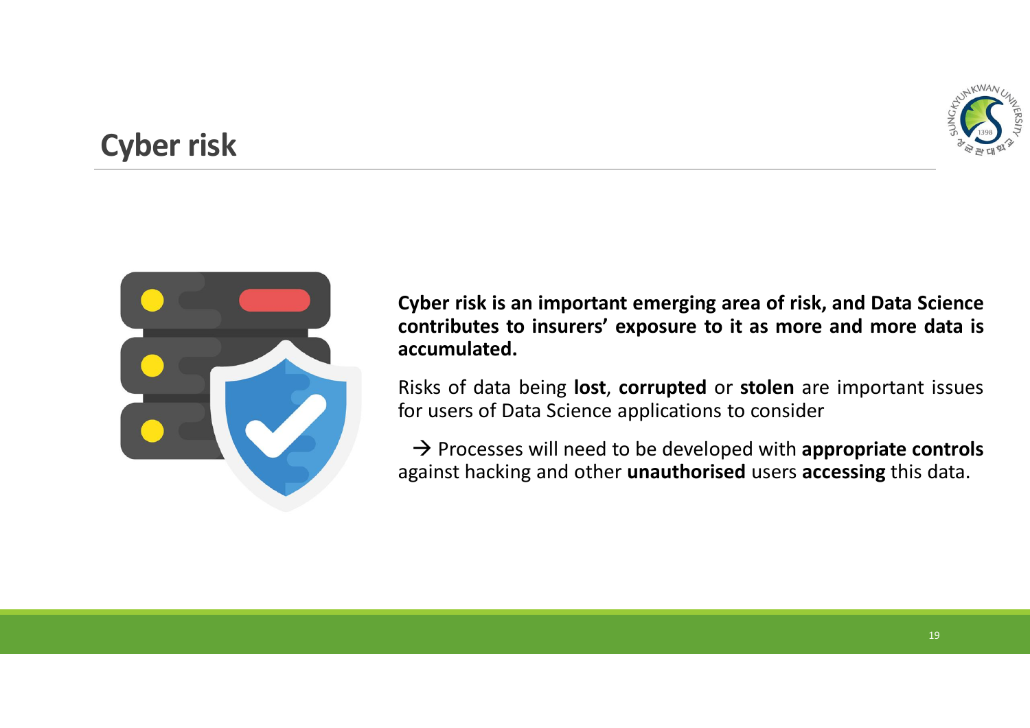# Cyber risk

**Cyber risk is an important emerging area of risk, and Data Science contributes to insurers' exposure to it as more and more data is accumulated.**

Risks of data being **lost**, **corrupted** or **stolen** are important issues for users of Data Science applications to consider

→ Processes will need to be developed with **appropriate controls** against hacking and other **unauthorised** users **accessing** this data.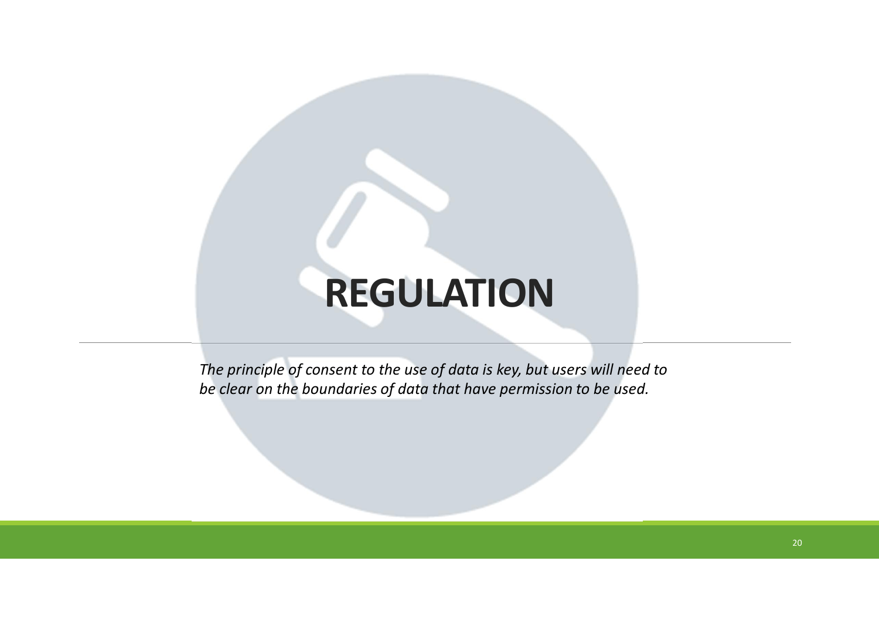# REGULATION

*The principle of consent to the use of data is key, but users will need to be clear on the boundaries of data that have permission to be used.*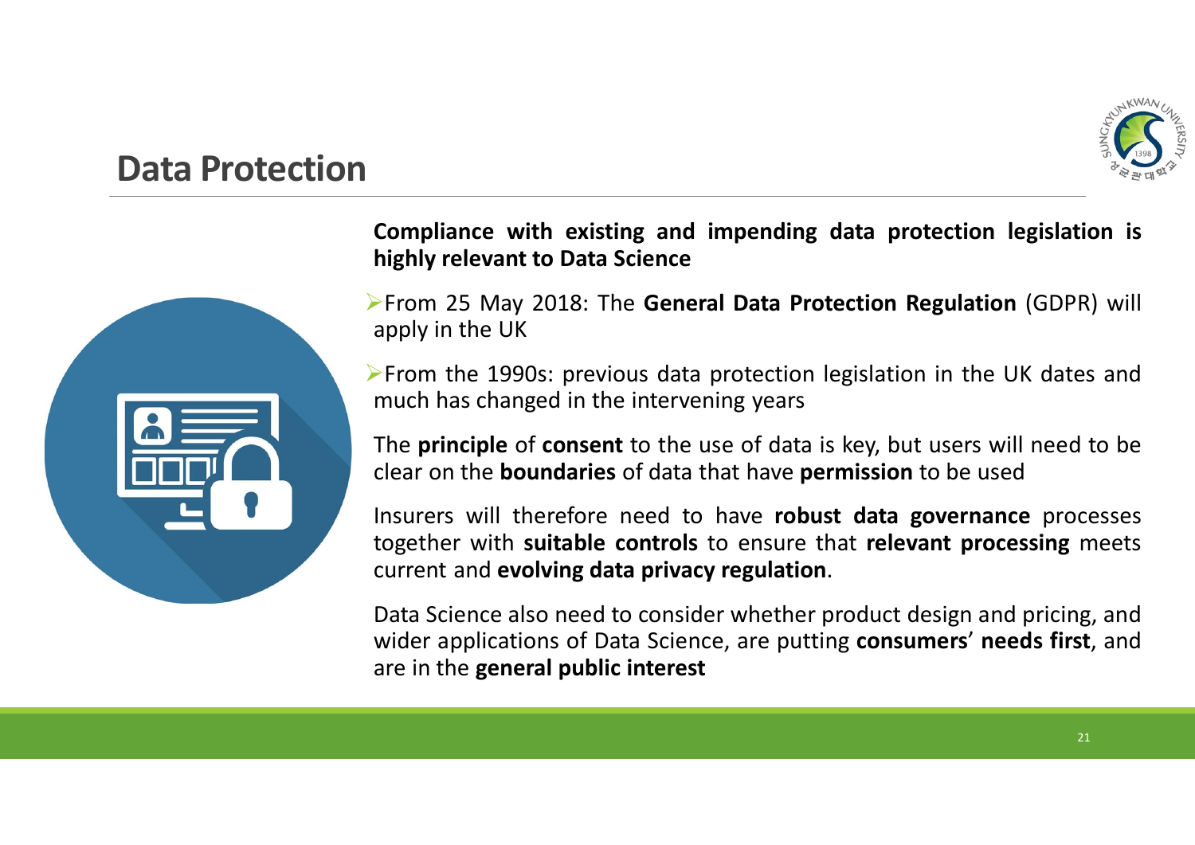## Data Protection

**Compliance with existing and impending data protection legislation is highly relevant to Data Science**

- From 25 May 2018: The **General Data Protection Regulation** (GDPR) will apply in the UK
- From the 1990s: previous data protection legislation in the UK dates and much has changed in the intervening years

The **principle** of **consent** to the use of data is key, but users will need to be clear on the **boundaries** of data that have **permission** to be used

Insurers will therefore need to have **robust data governance** processes together with **suitable controls** to ensure that **relevant processing** meets current and **evolving data privacy regulation**.

Data Science also need to consider whether product design and pricing, and wider applications of Data Science, are putting **consumers**' **needs first**, and are in the **general public interest**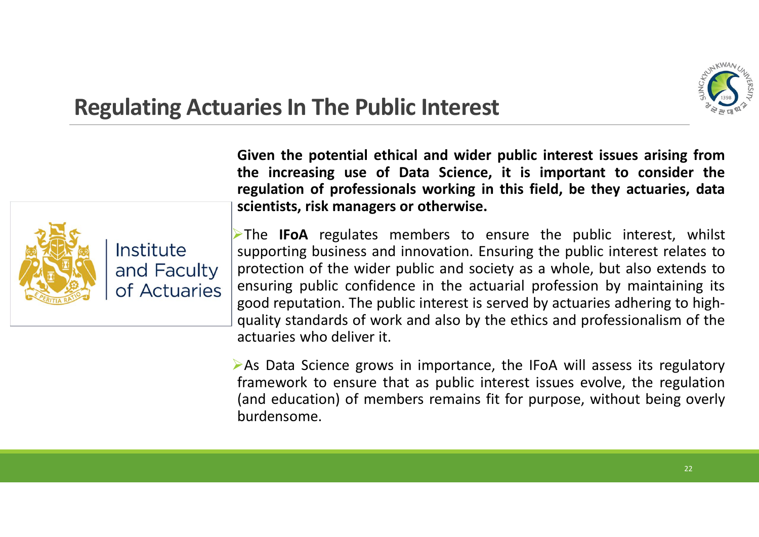## Regulating Actuaries In The Public Interest

Institute and Faculty of Actuaries

**Given the potential ethical and wider public interest issues arising from the increasing use of Data Science, it is important to consider the regulation of professionals working in this field, be they actuaries, data scientists, risk managers or otherwise.**

- The **IFoA** regulates members to ensure the public interest, whilst supporting business and innovation. Ensuring the public interest relates to protection of the wider public and society as a whole, but also extends to ensuring public confidence in the actuarial profession by maintaining its good reputation. The public interest is served by actuaries adhering to high-quality standards of work and also by the ethics and professionalism of the actuaries who deliver it.

- As Data Science grows in importance, the IFoA will assess its regulatory framework to ensure that as public interest issues evolve, the regulation (and education) of members remains fit for purpose, without being overly burdensome.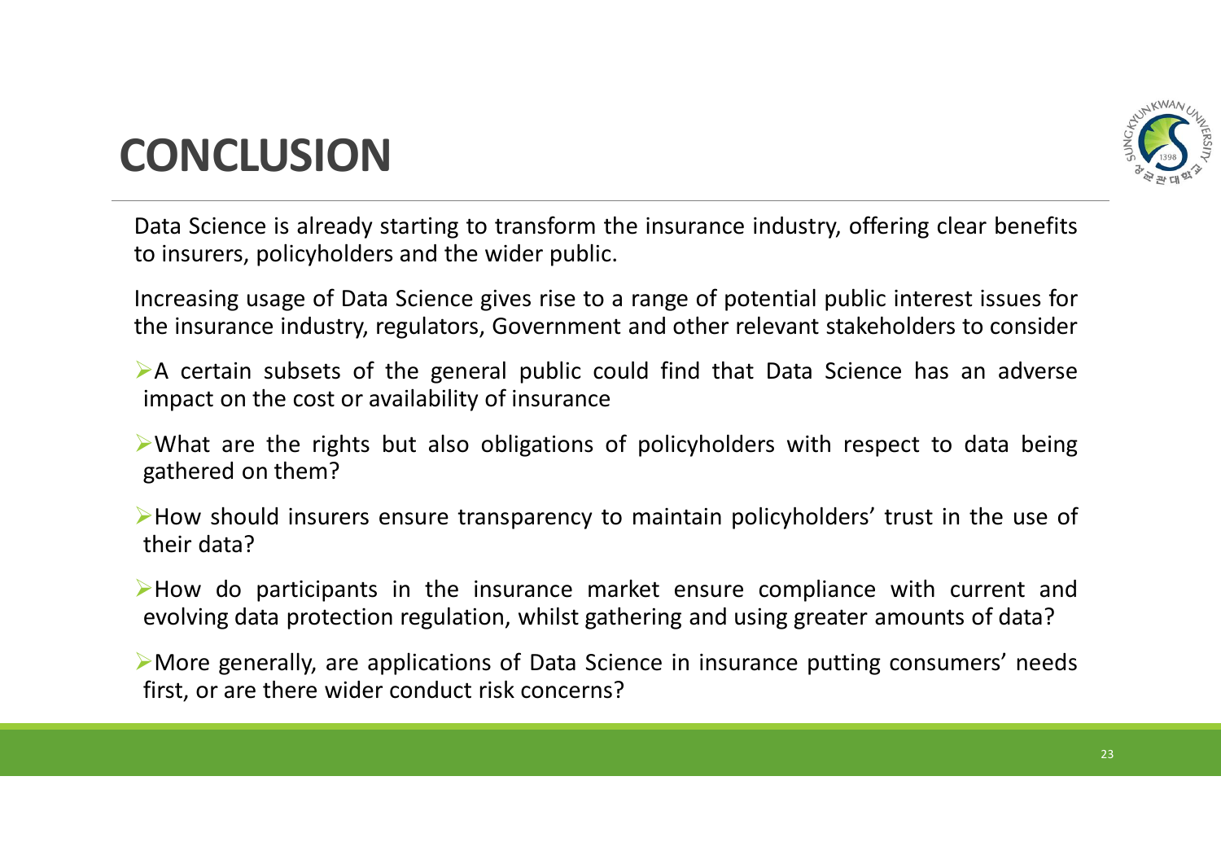# CONCLUSION

Data Science is already starting to transform the insurance industry, offering clear benefits to insurers, policyholders and the wider public.

Increasing usage of Data Science gives rise to a range of potential public interest issues for the insurance industry, regulators, Government and other relevant stakeholders to consider

- A certain subsets of the general public could find that Data Science has an adverse impact on the cost or availability of insurance
- What are the rights but also obligations of policyholders with respect to data being gathered on them?
- How should insurers ensure transparency to maintain policyholders' trust in the use of their data?
- How do participants in the insurance market ensure compliance with current and evolving data protection regulation, whilst gathering and using greater amounts of data?
- More generally, are applications of Data Science in insurance putting consumers' needs first, or are there wider conduct risk concerns?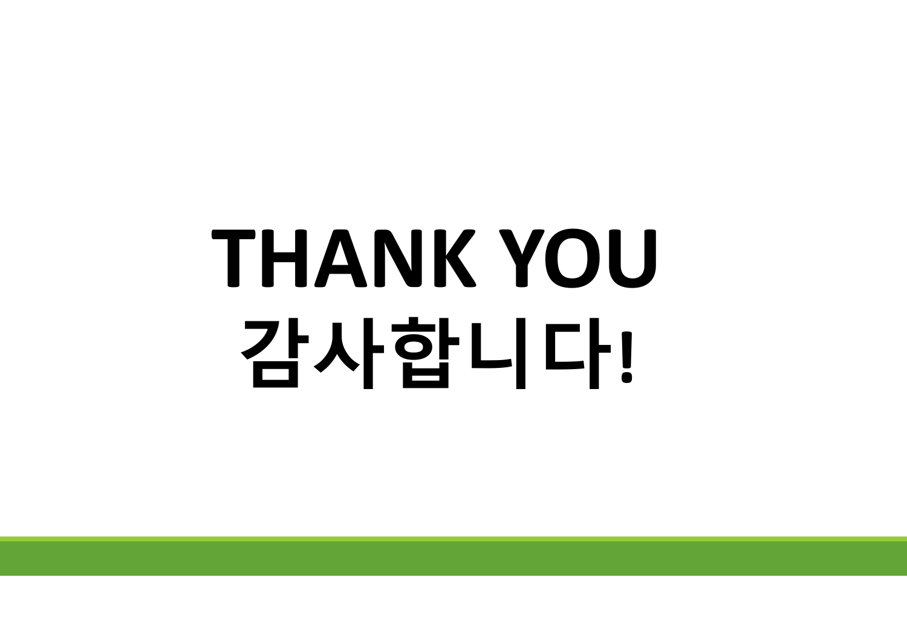# THANK YOU
# 감사합니다!